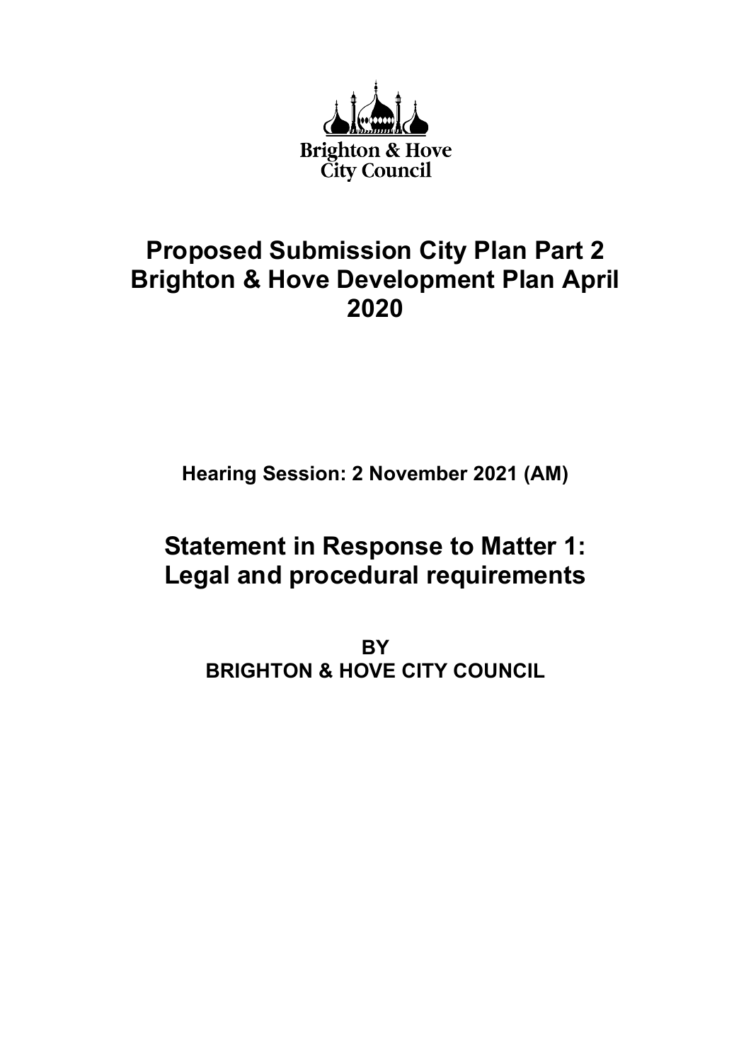Brighton & Hove City Council

# Proposed Submission City Plan Part 2 Brighton & Hove Development Plan April 2020

**Hearing Session: 2 November 2021 (AM)**

## Statement in Response to Matter 1: Legal and procedural requirements

**BY**
**BRIGHTON & HOVE CITY COUNCIL**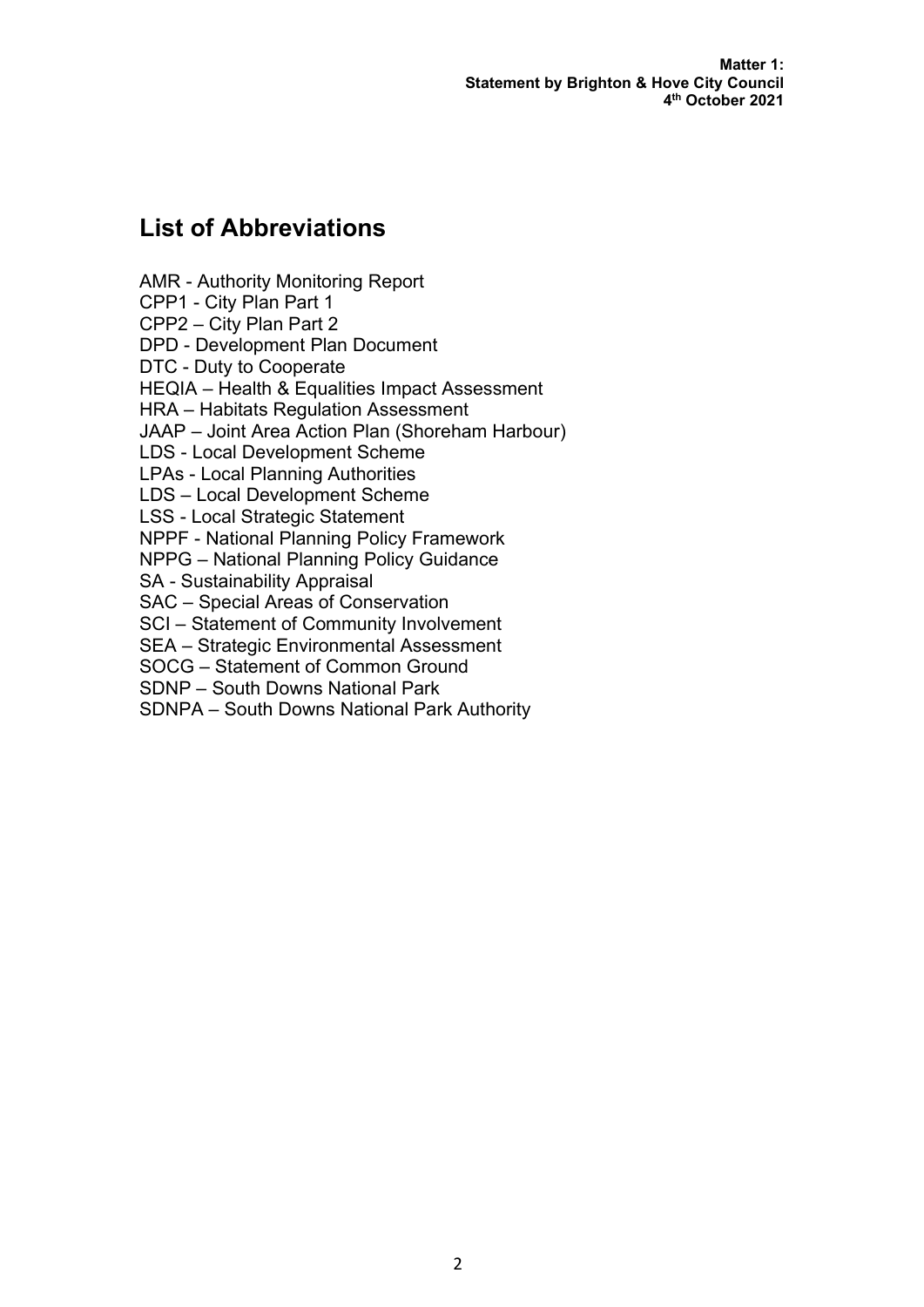## List of Abbreviations

AMR - Authority Monitoring Report
CPP1 - City Plan Part 1
CPP2 – City Plan Part 2
DPD - Development Plan Document
DTC - Duty to Cooperate
HEQIA – Health & Equalities Impact Assessment
HRA – Habitats Regulation Assessment
JAAP – Joint Area Action Plan (Shoreham Harbour)
LDS - Local Development Scheme
LPAs - Local Planning Authorities
LDS – Local Development Scheme
LSS - Local Strategic Statement
NPPF - National Planning Policy Framework
NPPG – National Planning Policy Guidance
SA - Sustainability Appraisal
SAC – Special Areas of Conservation
SCI – Statement of Community Involvement
SEA – Strategic Environmental Assessment
SOCG – Statement of Common Ground
SDNP – South Downs National Park
SDNPA – South Downs National Park Authority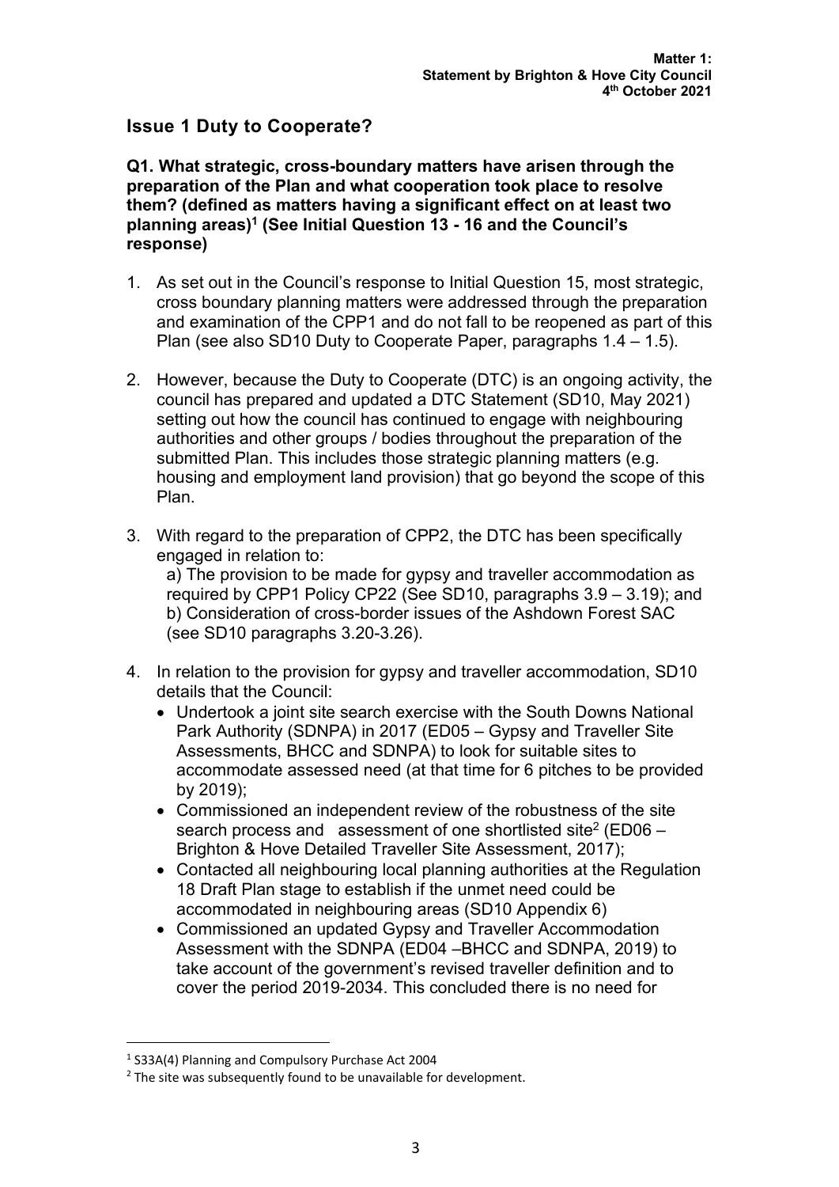## Issue 1 Duty to Cooperate?

**Q1. What strategic, cross-boundary matters have arisen through the preparation of the Plan and what cooperation took place to resolve them? (defined as matters having a significant effect on at least two planning areas)[1] (See Initial Question 13 - 16 and the Council's response)**

1. As set out in the Council's response to Initial Question 15, most strategic, cross boundary planning matters were addressed through the preparation and examination of the CPP1 and do not fall to be reopened as part of this Plan (see also SD10 Duty to Cooperate Paper, paragraphs 1.4 – 1.5).

2. However, because the Duty to Cooperate (DTC) is an ongoing activity, the council has prepared and updated a DTC Statement (SD10, May 2021) setting out how the council has continued to engage with neighbouring authorities and other groups / bodies throughout the preparation of the submitted Plan. This includes those strategic planning matters (e.g. housing and employment land provision) that go beyond the scope of this Plan.

3. With regard to the preparation of CPP2, the DTC has been specifically engaged in relation to:
   a) The provision to be made for gypsy and traveller accommodation as required by CPP1 Policy CP22 (See SD10, paragraphs 3.9 – 3.19); and
   b) Consideration of cross-border issues of the Ashdown Forest SAC (see SD10 paragraphs 3.20-3.26).

4. In relation to the provision for gypsy and traveller accommodation, SD10 details that the Council:
   - Undertook a joint site search exercise with the South Downs National Park Authority (SDNPA) in 2017 (ED05 – Gypsy and Traveller Site Assessments, BHCC and SDNPA) to look for suitable sites to accommodate assessed need (at that time for 6 pitches to be provided by 2019);
   - Commissioned an independent review of the robustness of the site search process and assessment of one shortlisted site[2] (ED06 – Brighton & Hove Detailed Traveller Site Assessment, 2017);
   - Contacted all neighbouring local planning authorities at the Regulation 18 Draft Plan stage to establish if the unmet need could be accommodated in neighbouring areas (SD10 Appendix 6)
   - Commissioned an updated Gypsy and Traveller Accommodation Assessment with the SDNPA (ED04 –BHCC and SDNPA, 2019) to take account of the government's revised traveller definition and to cover the period 2019-2034. This concluded there is no need for

[1] S33A(4) Planning and Compulsory Purchase Act 2004

[2] The site was subsequently found to be unavailable for development.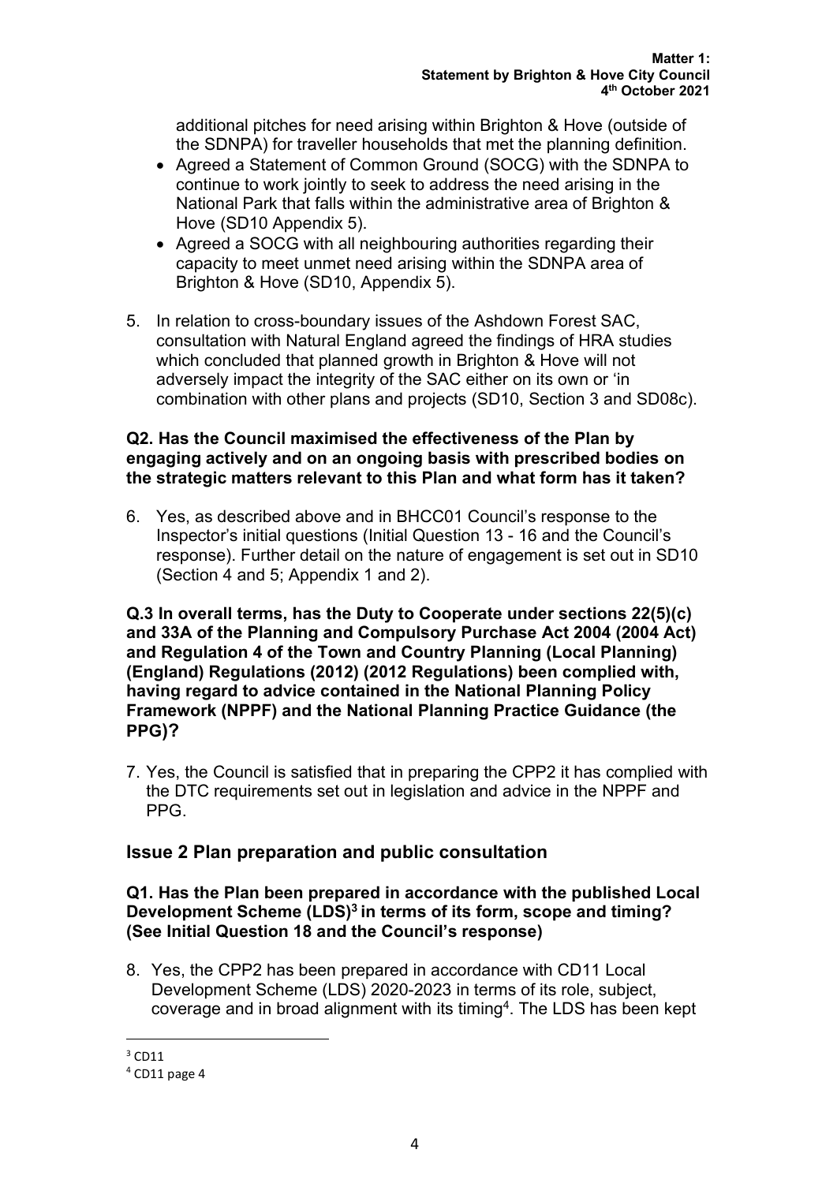additional pitches for need arising within Brighton & Hove (outside of the SDNPA) for traveller households that met the planning definition.

- Agreed a Statement of Common Ground (SOCG) with the SDNPA to continue to work jointly to seek to address the need arising in the National Park that falls within the administrative area of Brighton & Hove (SD10 Appendix 5).
- Agreed a SOCG with all neighbouring authorities regarding their capacity to meet unmet need arising within the SDNPA area of Brighton & Hove (SD10, Appendix 5).

5. In relation to cross-boundary issues of the Ashdown Forest SAC, consultation with Natural England agreed the findings of HRA studies which concluded that planned growth in Brighton & Hove will not adversely impact the integrity of the SAC either on its own or 'in combination with other plans and projects (SD10, Section 3 and SD08c).

**Q2. Has the Council maximised the effectiveness of the Plan by engaging actively and on an ongoing basis with prescribed bodies on the strategic matters relevant to this Plan and what form has it taken?**

6. Yes, as described above and in BHCC01 Council's response to the Inspector's initial questions (Initial Question 13 - 16 and the Council's response). Further detail on the nature of engagement is set out in SD10 (Section 4 and 5; Appendix 1 and 2).

**Q.3 In overall terms, has the Duty to Cooperate under sections 22(5)(c) and 33A of the Planning and Compulsory Purchase Act 2004 (2004 Act) and Regulation 4 of the Town and Country Planning (Local Planning) (England) Regulations (2012) (2012 Regulations) been complied with, having regard to advice contained in the National Planning Policy Framework (NPPF) and the National Planning Practice Guidance (the PPG)?**

7. Yes, the Council is satisfied that in preparing the CPP2 it has complied with the DTC requirements set out in legislation and advice in the NPPF and PPG.

## Issue 2 Plan preparation and public consultation

**Q1. Has the Plan been prepared in accordance with the published Local Development Scheme (LDS)[3] in terms of its form, scope and timing? (See Initial Question 18 and the Council's response)**

8. Yes, the CPP2 has been prepared in accordance with CD11 Local Development Scheme (LDS) 2020-2023 in terms of its role, subject, coverage and in broad alignment with its timing[4]. The LDS has been kept

[3] CD11

[4] CD11 page 4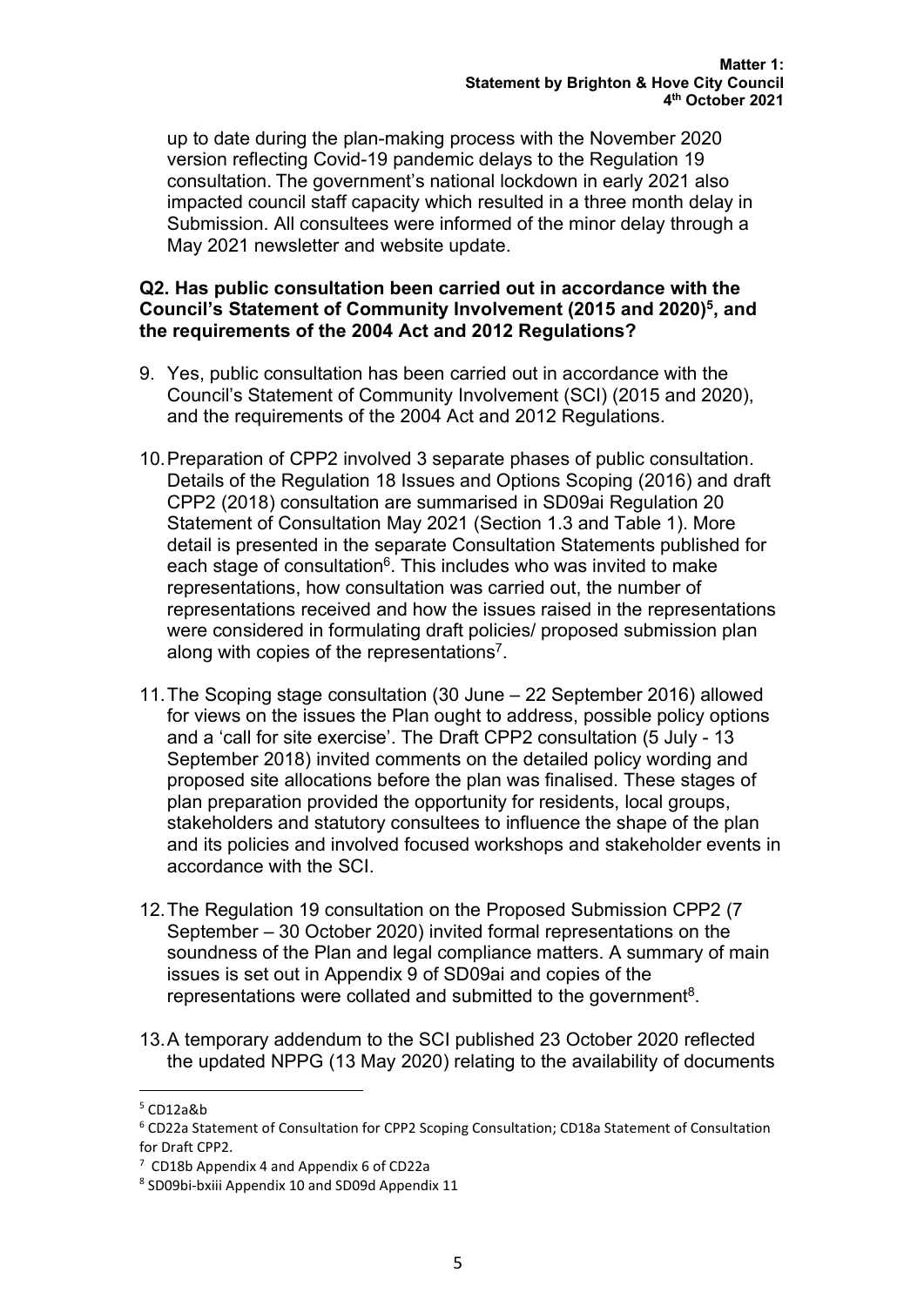up to date during the plan-making process with the November 2020 version reflecting Covid-19 pandemic delays to the Regulation 19 consultation. The government's national lockdown in early 2021 also impacted council staff capacity which resulted in a three month delay in Submission. All consultees were informed of the minor delay through a May 2021 newsletter and website update.

**Q2. Has public consultation been carried out in accordance with the Council's Statement of Community Involvement (2015 and 2020)[5], and the requirements of the 2004 Act and 2012 Regulations?**

9. Yes, public consultation has been carried out in accordance with the Council's Statement of Community Involvement (SCI) (2015 and 2020), and the requirements of the 2004 Act and 2012 Regulations.

10. Preparation of CPP2 involved 3 separate phases of public consultation. Details of the Regulation 18 Issues and Options Scoping (2016) and draft CPP2 (2018) consultation are summarised in SD09ai Regulation 20 Statement of Consultation May 2021 (Section 1.3 and Table 1). More detail is presented in the separate Consultation Statements published for each stage of consultation[6]. This includes who was invited to make representations, how consultation was carried out, the number of representations received and how the issues raised in the representations were considered in formulating draft policies/ proposed submission plan along with copies of the representations[7].

11. The Scoping stage consultation (30 June – 22 September 2016) allowed for views on the issues the Plan ought to address, possible policy options and a 'call for site exercise'. The Draft CPP2 consultation (5 July - 13 September 2018) invited comments on the detailed policy wording and proposed site allocations before the plan was finalised. These stages of plan preparation provided the opportunity for residents, local groups, stakeholders and statutory consultees to influence the shape of the plan and its policies and involved focused workshops and stakeholder events in accordance with the SCI.

12. The Regulation 19 consultation on the Proposed Submission CPP2 (7 September – 30 October 2020) invited formal representations on the soundness of the Plan and legal compliance matters. A summary of main issues is set out in Appendix 9 of SD09ai and copies of the representations were collated and submitted to the government[8].

13. A temporary addendum to the SCI published 23 October 2020 reflected the updated NPPG (13 May 2020) relating to the availability of documents

---

[5] CD12a&b

[6] CD22a Statement of Consultation for CPP2 Scoping Consultation; CD18a Statement of Consultation for Draft CPP2.

[7] CD18b Appendix 4 and Appendix 6 of CD22a

[8] SD09bi-bxiii Appendix 10 and SD09d Appendix 11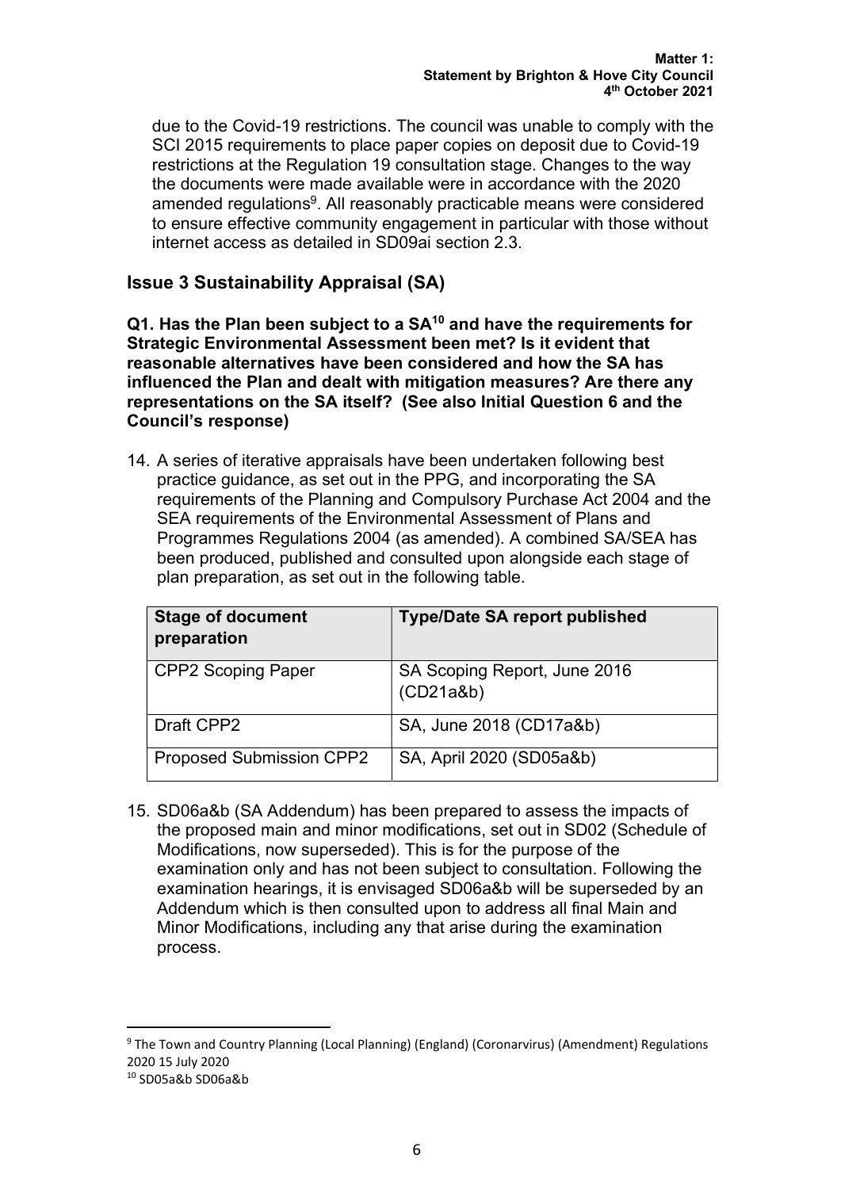due to the Covid-19 restrictions. The council was unable to comply with the SCI 2015 requirements to place paper copies on deposit due to Covid-19 restrictions at the Regulation 19 consultation stage. Changes to the way the documents were made available were in accordance with the 2020 amended regulations[9]. All reasonably practicable means were considered to ensure effective community engagement in particular with those without internet access as detailed in SD09ai section 2.3.

## Issue 3 Sustainability Appraisal (SA)

**Q1. Has the Plan been subject to a SA[10] and have the requirements for Strategic Environmental Assessment been met? Is it evident that reasonable alternatives have been considered and how the SA has influenced the Plan and dealt with mitigation measures? Are there any representations on the SA itself? (See also Initial Question 6 and the Council's response)**

14. A series of iterative appraisals have been undertaken following best practice guidance, as set out in the PPG, and incorporating the SA requirements of the Planning and Compulsory Purchase Act 2004 and the SEA requirements of the Environmental Assessment of Plans and Programmes Regulations 2004 (as amended). A combined SA/SEA has been produced, published and consulted upon alongside each stage of plan preparation, as set out in the following table.

| Stage of document preparation | Type/Date SA report published |
|---|---|
| CPP2 Scoping Paper | SA Scoping Report, June 2016 (CD21a&b) |
| Draft CPP2 | SA, June 2018 (CD17a&b) |
| Proposed Submission CPP2 | SA, April 2020 (SD05a&b) |

15. SD06a&b (SA Addendum) has been prepared to assess the impacts of the proposed main and minor modifications, set out in SD02 (Schedule of Modifications, now superseded). This is for the purpose of the examination only and has not been subject to consultation. Following the examination hearings, it is envisaged SD06a&b will be superseded by an Addendum which is then consulted upon to address all final Main and Minor Modifications, including any that arise during the examination process.

---

[9] The Town and Country Planning (Local Planning) (England) (Coronarvirus) (Amendment) Regulations 2020 15 July 2020

[10] SD05a&b SD06a&b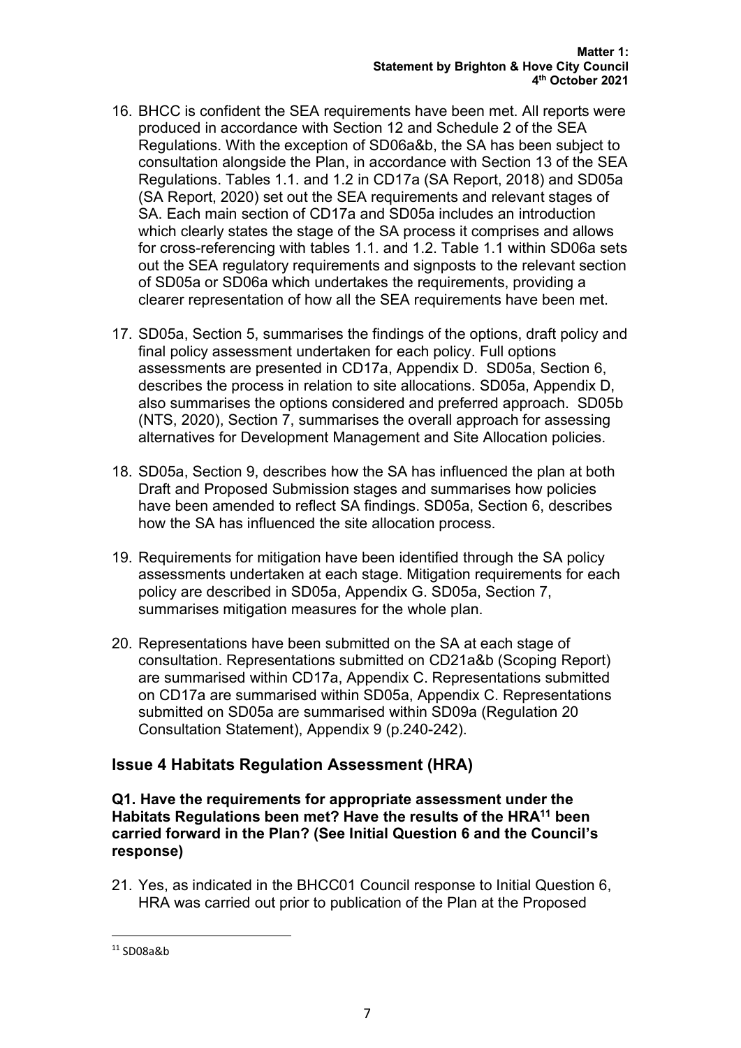16. BHCC is confident the SEA requirements have been met. All reports were produced in accordance with Section 12 and Schedule 2 of the SEA Regulations. With the exception of SD06a&b, the SA has been subject to consultation alongside the Plan, in accordance with Section 13 of the SEA Regulations. Tables 1.1. and 1.2 in CD17a (SA Report, 2018) and SD05a (SA Report, 2020) set out the SEA requirements and relevant stages of SA. Each main section of CD17a and SD05a includes an introduction which clearly states the stage of the SA process it comprises and allows for cross-referencing with tables 1.1. and 1.2. Table 1.1 within SD06a sets out the SEA regulatory requirements and signposts to the relevant section of SD05a or SD06a which undertakes the requirements, providing a clearer representation of how all the SEA requirements have been met.

17. SD05a, Section 5, summarises the findings of the options, draft policy and final policy assessment undertaken for each policy. Full options assessments are presented in CD17a, Appendix D. SD05a, Section 6, describes the process in relation to site allocations. SD05a, Appendix D, also summarises the options considered and preferred approach. SD05b (NTS, 2020), Section 7, summarises the overall approach for assessing alternatives for Development Management and Site Allocation policies.

18. SD05a, Section 9, describes how the SA has influenced the plan at both Draft and Proposed Submission stages and summarises how policies have been amended to reflect SA findings. SD05a, Section 6, describes how the SA has influenced the site allocation process.

19. Requirements for mitigation have been identified through the SA policy assessments undertaken at each stage. Mitigation requirements for each policy are described in SD05a, Appendix G. SD05a, Section 7, summarises mitigation measures for the whole plan.

20. Representations have been submitted on the SA at each stage of consultation. Representations submitted on CD21a&b (Scoping Report) are summarised within CD17a, Appendix C. Representations submitted on CD17a are summarised within SD05a, Appendix C. Representations submitted on SD05a are summarised within SD09a (Regulation 20 Consultation Statement), Appendix 9 (p.240-242).

## Issue 4 Habitats Regulation Assessment (HRA)

**Q1. Have the requirements for appropriate assessment under the Habitats Regulations been met? Have the results of the HRA[11] been carried forward in the Plan? (See Initial Question 6 and the Council's response)**

21. Yes, as indicated in the BHCC01 Council response to Initial Question 6, HRA was carried out prior to publication of the Plan at the Proposed

[11] SD08a&b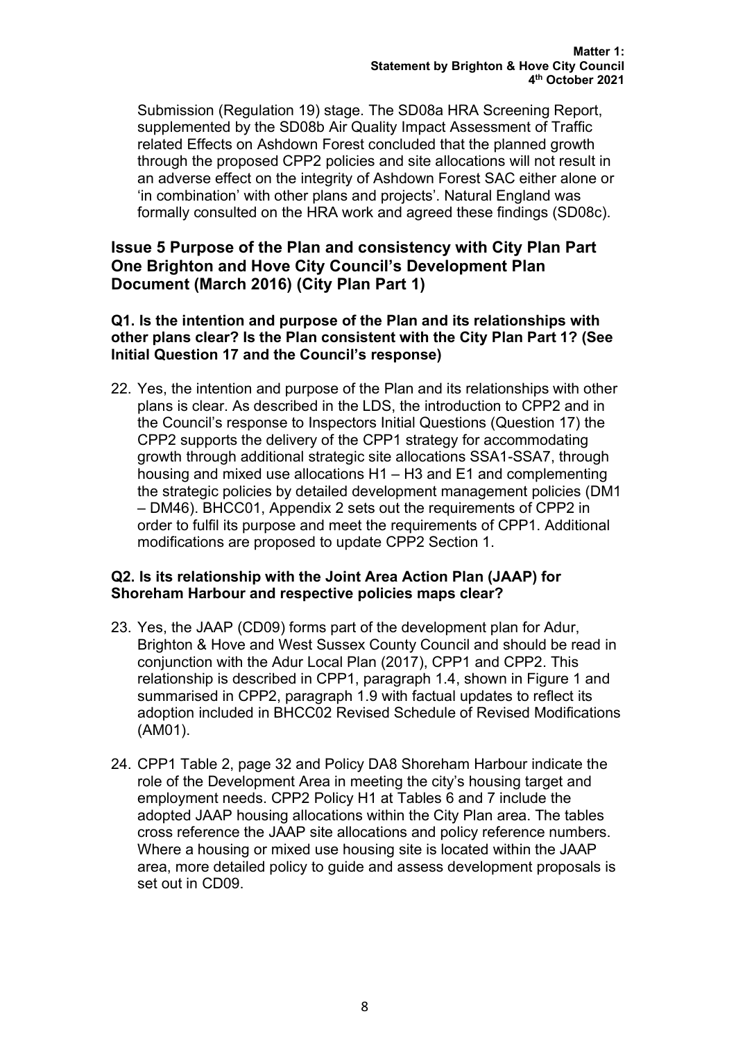Submission (Regulation 19) stage. The SD08a HRA Screening Report, supplemented by the SD08b Air Quality Impact Assessment of Traffic related Effects on Ashdown Forest concluded that the planned growth through the proposed CPP2 policies and site allocations will not result in an adverse effect on the integrity of Ashdown Forest SAC either alone or 'in combination' with other plans and projects'. Natural England was formally consulted on the HRA work and agreed these findings (SD08c).

## Issue 5 Purpose of the Plan and consistency with City Plan Part One Brighton and Hove City Council's Development Plan Document (March 2016) (City Plan Part 1)

### Q1. Is the intention and purpose of the Plan and its relationships with other plans clear? Is the Plan consistent with the City Plan Part 1? (See Initial Question 17 and the Council's response)

22. Yes, the intention and purpose of the Plan and its relationships with other plans is clear. As described in the LDS, the introduction to CPP2 and in the Council's response to Inspectors Initial Questions (Question 17) the CPP2 supports the delivery of the CPP1 strategy for accommodating growth through additional strategic site allocations SSA1-SSA7, through housing and mixed use allocations H1 – H3 and E1 and complementing the strategic policies by detailed development management policies (DM1 – DM46). BHCC01, Appendix 2 sets out the requirements of CPP2 in order to fulfil its purpose and meet the requirements of CPP1. Additional modifications are proposed to update CPP2 Section 1.

### Q2. Is its relationship with the Joint Area Action Plan (JAAP) for Shoreham Harbour and respective policies maps clear?

23. Yes, the JAAP (CD09) forms part of the development plan for Adur, Brighton & Hove and West Sussex County Council and should be read in conjunction with the Adur Local Plan (2017), CPP1 and CPP2. This relationship is described in CPP1, paragraph 1.4, shown in Figure 1 and summarised in CPP2, paragraph 1.9 with factual updates to reflect its adoption included in BHCC02 Revised Schedule of Revised Modifications (AM01).

24. CPP1 Table 2, page 32 and Policy DA8 Shoreham Harbour indicate the role of the Development Area in meeting the city's housing target and employment needs. CPP2 Policy H1 at Tables 6 and 7 include the adopted JAAP housing allocations within the City Plan area. The tables cross reference the JAAP site allocations and policy reference numbers. Where a housing or mixed use housing site is located within the JAAP area, more detailed policy to guide and assess development proposals is set out in CD09.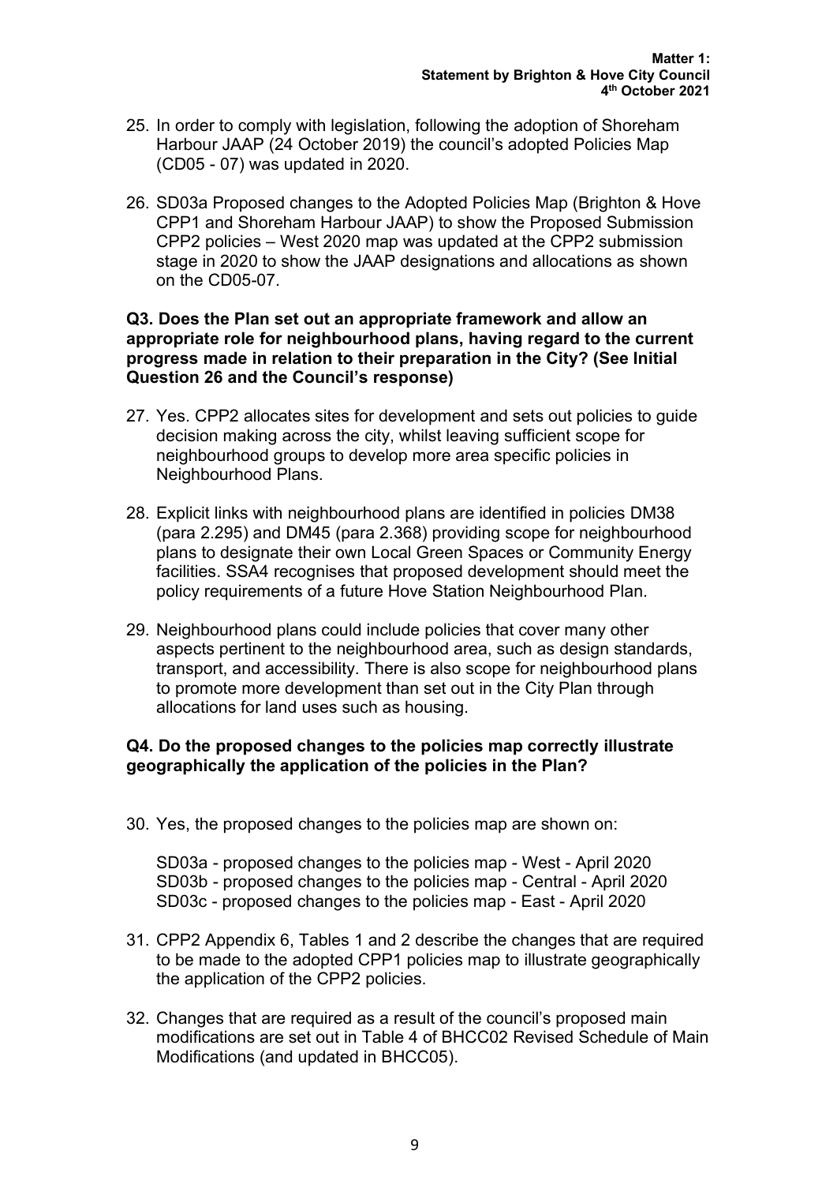25. In order to comply with legislation, following the adoption of Shoreham Harbour JAAP (24 October 2019) the council's adopted Policies Map (CD05 - 07) was updated in 2020.

26. SD03a Proposed changes to the Adopted Policies Map (Brighton & Hove CPP1 and Shoreham Harbour JAAP) to show the Proposed Submission CPP2 policies – West 2020 map was updated at the CPP2 submission stage in 2020 to show the JAAP designations and allocations as shown on the CD05-07.

**Q3. Does the Plan set out an appropriate framework and allow an appropriate role for neighbourhood plans, having regard to the current progress made in relation to their preparation in the City? (See Initial Question 26 and the Council's response)**

27. Yes. CPP2 allocates sites for development and sets out policies to guide decision making across the city, whilst leaving sufficient scope for neighbourhood groups to develop more area specific policies in Neighbourhood Plans.

28. Explicit links with neighbourhood plans are identified in policies DM38 (para 2.295) and DM45 (para 2.368) providing scope for neighbourhood plans to designate their own Local Green Spaces or Community Energy facilities. SSA4 recognises that proposed development should meet the policy requirements of a future Hove Station Neighbourhood Plan.

29. Neighbourhood plans could include policies that cover many other aspects pertinent to the neighbourhood area, such as design standards, transport, and accessibility. There is also scope for neighbourhood plans to promote more development than set out in the City Plan through allocations for land uses such as housing.

**Q4. Do the proposed changes to the policies map correctly illustrate geographically the application of the policies in the Plan?**

30. Yes, the proposed changes to the policies map are shown on:

    SD03a - proposed changes to the policies map - West - April 2020
    SD03b - proposed changes to the policies map - Central - April 2020
    SD03c - proposed changes to the policies map - East - April 2020

31. CPP2 Appendix 6, Tables 1 and 2 describe the changes that are required to be made to the adopted CPP1 policies map to illustrate geographically the application of the CPP2 policies.

32. Changes that are required as a result of the council's proposed main modifications are set out in Table 4 of BHCC02 Revised Schedule of Main Modifications (and updated in BHCC05).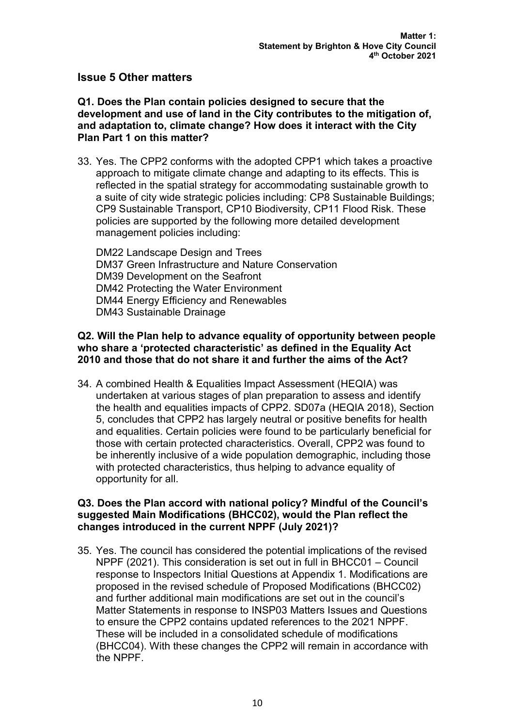## Issue 5 Other matters

**Q1. Does the Plan contain policies designed to secure that the development and use of land in the City contributes to the mitigation of, and adaptation to, climate change? How does it interact with the City Plan Part 1 on this matter?**

33. Yes. The CPP2 conforms with the adopted CPP1 which takes a proactive approach to mitigate climate change and adapting to its effects. This is reflected in the spatial strategy for accommodating sustainable growth to a suite of city wide strategic policies including: CP8 Sustainable Buildings; CP9 Sustainable Transport, CP10 Biodiversity, CP11 Flood Risk. These policies are supported by the following more detailed development management policies including:

    DM22 Landscape Design and Trees
    DM37 Green Infrastructure and Nature Conservation
    DM39 Development on the Seafront
    DM42 Protecting the Water Environment
    DM44 Energy Efficiency and Renewables
    DM43 Sustainable Drainage

**Q2. Will the Plan help to advance equality of opportunity between people who share a 'protected characteristic' as defined in the Equality Act 2010 and those that do not share it and further the aims of the Act?**

34. A combined Health & Equalities Impact Assessment (HEQIA) was undertaken at various stages of plan preparation to assess and identify the health and equalities impacts of CPP2. SD07a (HEQIA 2018), Section 5, concludes that CPP2 has largely neutral or positive benefits for health and equalities. Certain policies were found to be particularly beneficial for those with certain protected characteristics. Overall, CPP2 was found to be inherently inclusive of a wide population demographic, including those with protected characteristics, thus helping to advance equality of opportunity for all.

**Q3. Does the Plan accord with national policy? Mindful of the Council's suggested Main Modifications (BHCC02), would the Plan reflect the changes introduced in the current NPPF (July 2021)?**

35. Yes. The council has considered the potential implications of the revised NPPF (2021). This consideration is set out in full in BHCC01 – Council response to Inspectors Initial Questions at Appendix 1. Modifications are proposed in the revised schedule of Proposed Modifications (BHCC02) and further additional main modifications are set out in the council's Matter Statements in response to INSP03 Matters Issues and Questions to ensure the CPP2 contains updated references to the 2021 NPPF. These will be included in a consolidated schedule of modifications (BHCC04). With these changes the CPP2 will remain in accordance with the NPPF.